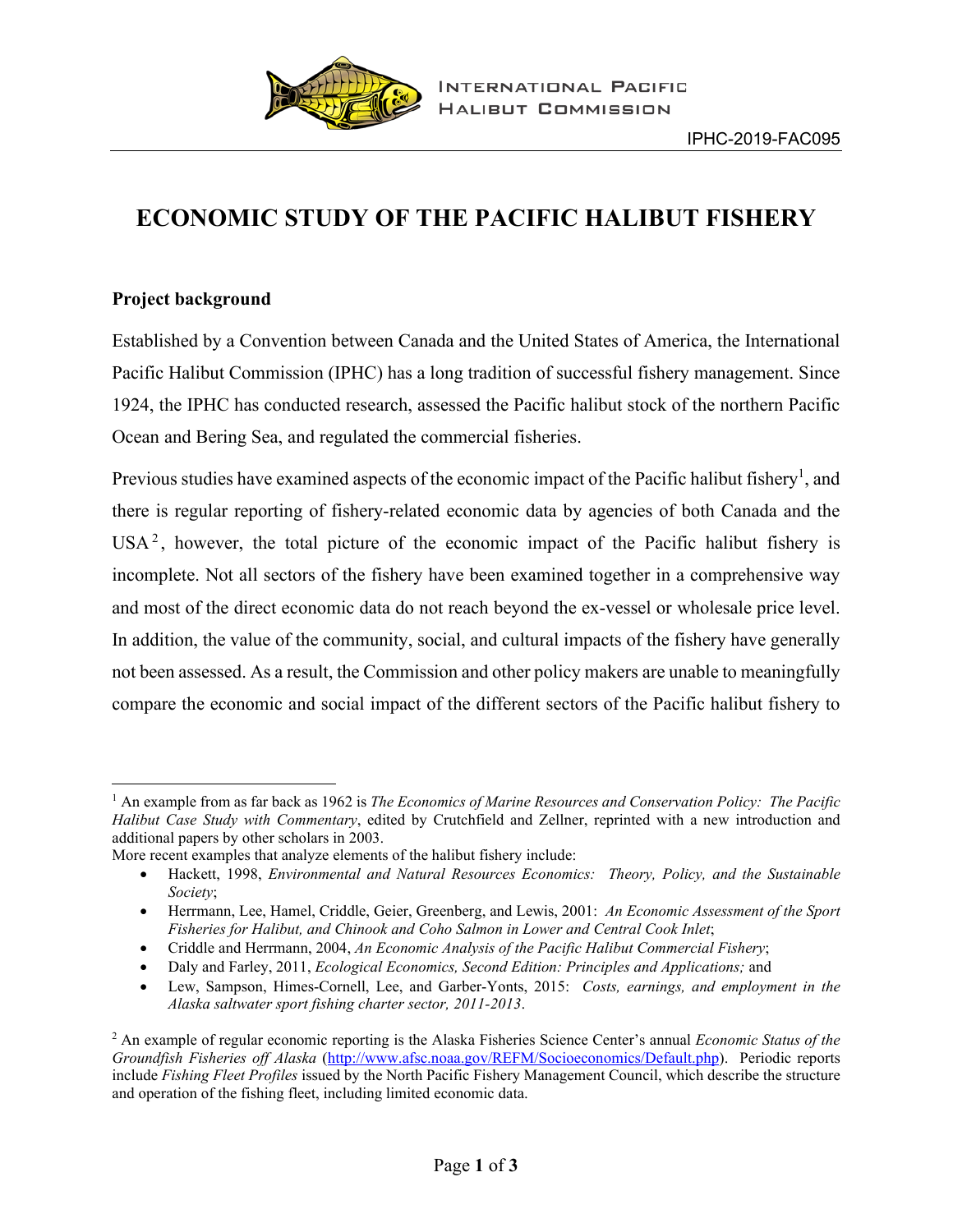INTERNATIONAL PACIFIC HALIBUT COMMISSION

IPHC-2019-FAC095

# ECONOMIC STUDY OF THE PACIFIC HALIBUT FISHERY

## Project background

Established by a Convention between Canada and the United States of America, the International Pacific Halibut Commission (IPHC) has a long tradition of successful fishery management. Since 1924, the IPHC has conducted research, assessed the Pacific halibut stock of the northern Pacific Ocean and Bering Sea, and regulated the commercial fisheries.

Previous studies have examined aspects of the economic impact of the Pacific halibut fishery[1], and there is regular reporting of fishery-related economic data by agencies of both Canada and the USA[2], however, the total picture of the economic impact of the Pacific halibut fishery is incomplete. Not all sectors of the fishery have been examined together in a comprehensive way and most of the direct economic data do not reach beyond the ex-vessel or wholesale price level. In addition, the value of the community, social, and cultural impacts of the fishery have generally not been assessed. As a result, the Commission and other policy makers are unable to meaningfully compare the economic and social impact of the different sectors of the Pacific halibut fishery to

---

[1] An example from as far back as 1962 is *The Economics of Marine Resources and Conservation Policy: The Pacific Halibut Case Study with Commentary*, edited by Crutchfield and Zellner, reprinted with a new introduction and additional papers by other scholars in 2003.
More recent examples that analyze elements of the halibut fishery include:

- Hackett, 1998, *Environmental and Natural Resources Economics: Theory, Policy, and the Sustainable Society*;
- Herrmann, Lee, Hamel, Criddle, Geier, Greenberg, and Lewis, 2001: *An Economic Assessment of the Sport Fisheries for Halibut, and Chinook and Coho Salmon in Lower and Central Cook Inlet*;
- Criddle and Herrmann, 2004, *An Economic Analysis of the Pacific Halibut Commercial Fishery*;
- Daly and Farley, 2011, *Ecological Economics, Second Edition: Principles and Applications;* and
- Lew, Sampson, Himes-Cornell, Lee, and Garber-Yonts, 2015: *Costs, earnings, and employment in the Alaska saltwater sport fishing charter sector, 2011-2013*.

[2] An example of regular economic reporting is the Alaska Fisheries Science Center's annual *Economic Status of the Groundfish Fisheries off Alaska* (http://www.afsc.noaa.gov/REFM/Socioeconomics/Default.php). Periodic reports include *Fishing Fleet Profiles* issued by the North Pacific Fishery Management Council, which describe the structure and operation of the fishing fleet, including limited economic data.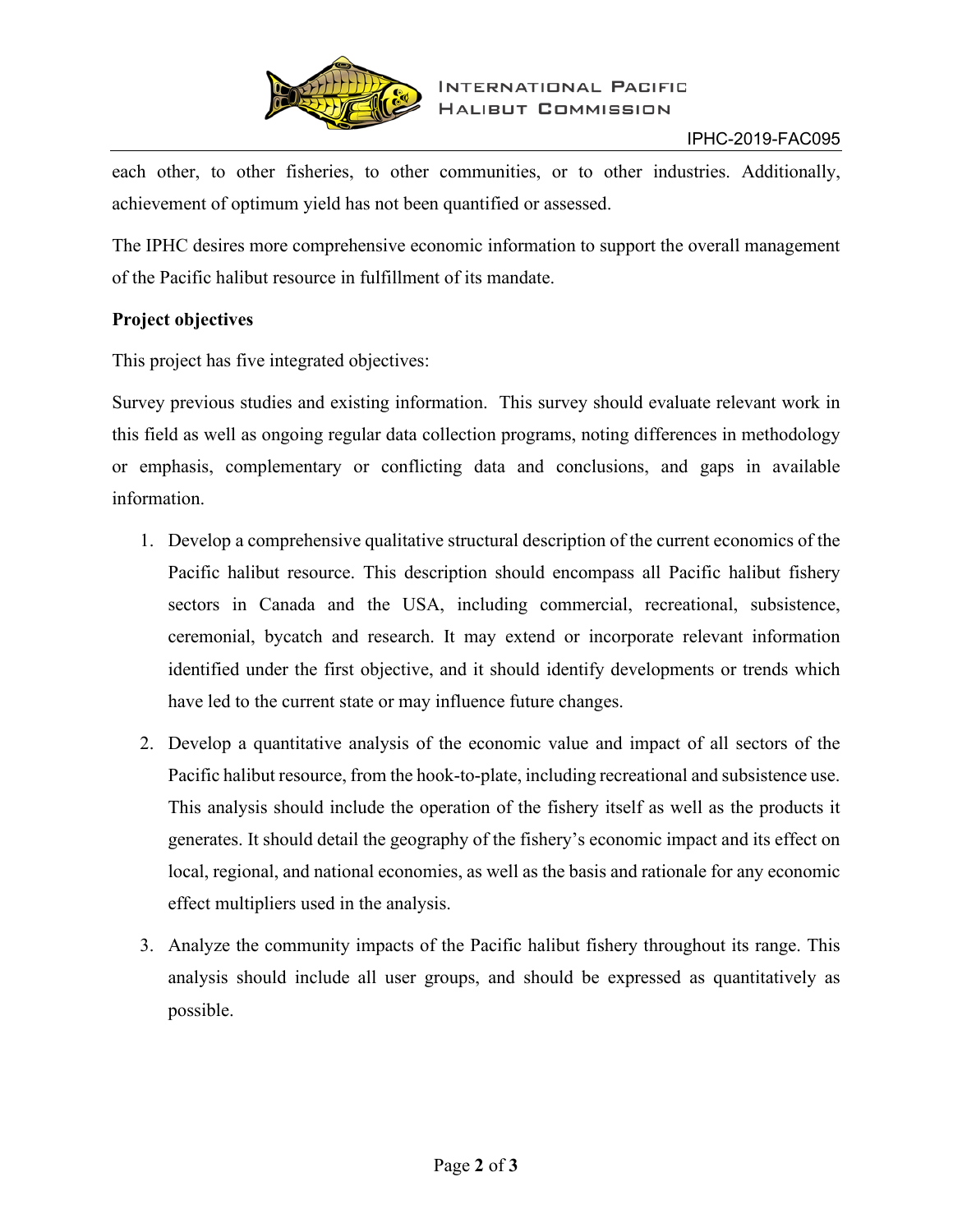each other, to other fisheries, to other communities, or to other industries. Additionally, achievement of optimum yield has not been quantified or assessed.

The IPHC desires more comprehensive economic information to support the overall management of the Pacific halibut resource in fulfillment of its mandate.

**Project objectives**

This project has five integrated objectives:

Survey previous studies and existing information. This survey should evaluate relevant work in this field as well as ongoing regular data collection programs, noting differences in methodology or emphasis, complementary or conflicting data and conclusions, and gaps in available information.

1. Develop a comprehensive qualitative structural description of the current economics of the Pacific halibut resource. This description should encompass all Pacific halibut fishery sectors in Canada and the USA, including commercial, recreational, subsistence, ceremonial, bycatch and research. It may extend or incorporate relevant information identified under the first objective, and it should identify developments or trends which have led to the current state or may influence future changes.
2. Develop a quantitative analysis of the economic value and impact of all sectors of the Pacific halibut resource, from the hook-to-plate, including recreational and subsistence use. This analysis should include the operation of the fishery itself as well as the products it generates. It should detail the geography of the fishery's economic impact and its effect on local, regional, and national economies, as well as the basis and rationale for any economic effect multipliers used in the analysis.
3. Analyze the community impacts of the Pacific halibut fishery throughout its range. This analysis should include all user groups, and should be expressed as quantitatively as possible.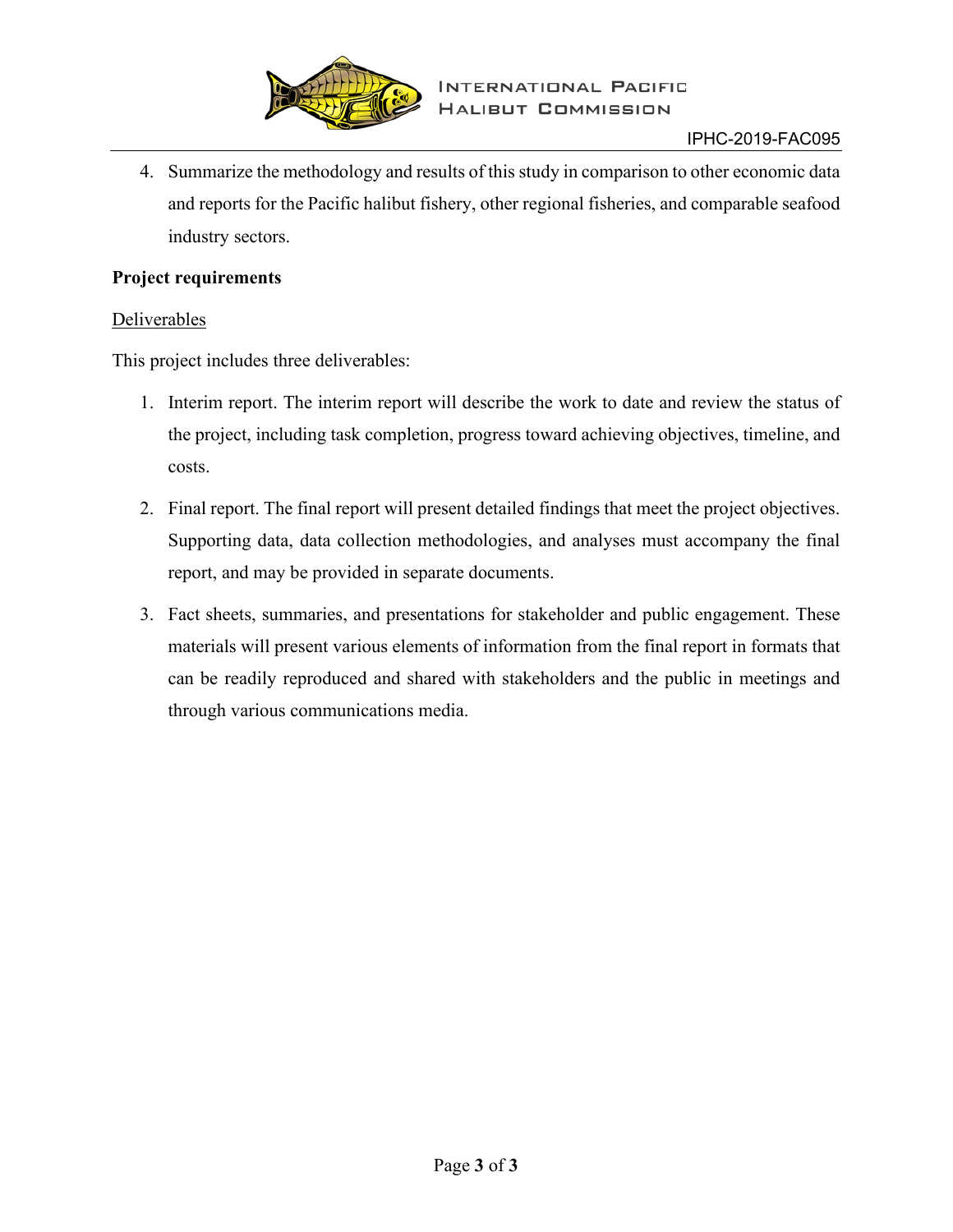4. Summarize the methodology and results of this study in comparison to other economic data and reports for the Pacific halibut fishery, other regional fisheries, and comparable seafood industry sectors.

**Project requirements**

Deliverables

This project includes three deliverables:

1. Interim report. The interim report will describe the work to date and review the status of the project, including task completion, progress toward achieving objectives, timeline, and costs.

2. Final report. The final report will present detailed findings that meet the project objectives. Supporting data, data collection methodologies, and analyses must accompany the final report, and may be provided in separate documents.

3. Fact sheets, summaries, and presentations for stakeholder and public engagement. These materials will present various elements of information from the final report in formats that can be readily reproduced and shared with stakeholders and the public in meetings and through various communications media.